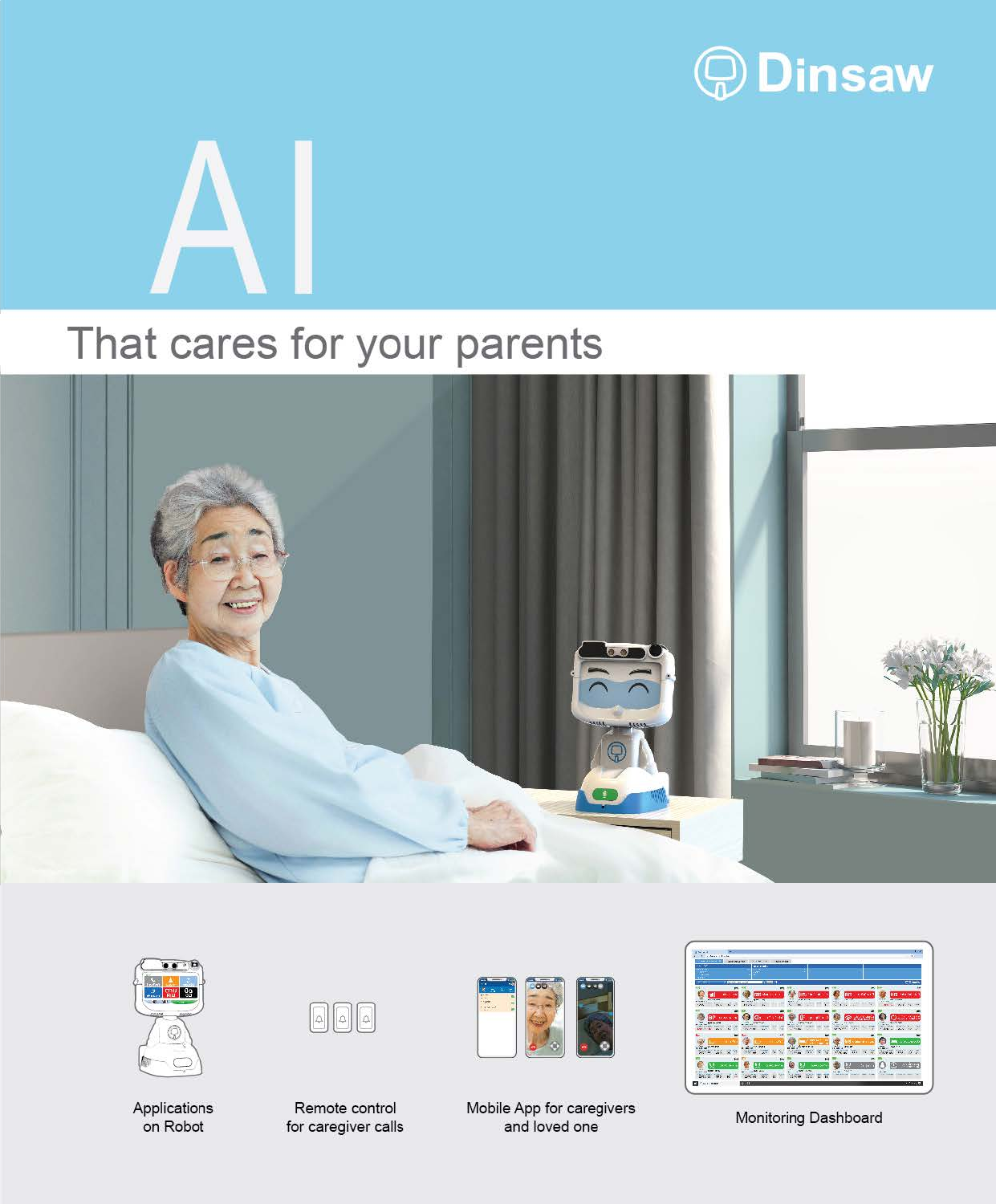Dinsaw

# AI

## That cares for your parents

Applications on Robot

Remote control for caregiver calls

Mobile App for caregivers and loved one

Monitoring Dashboard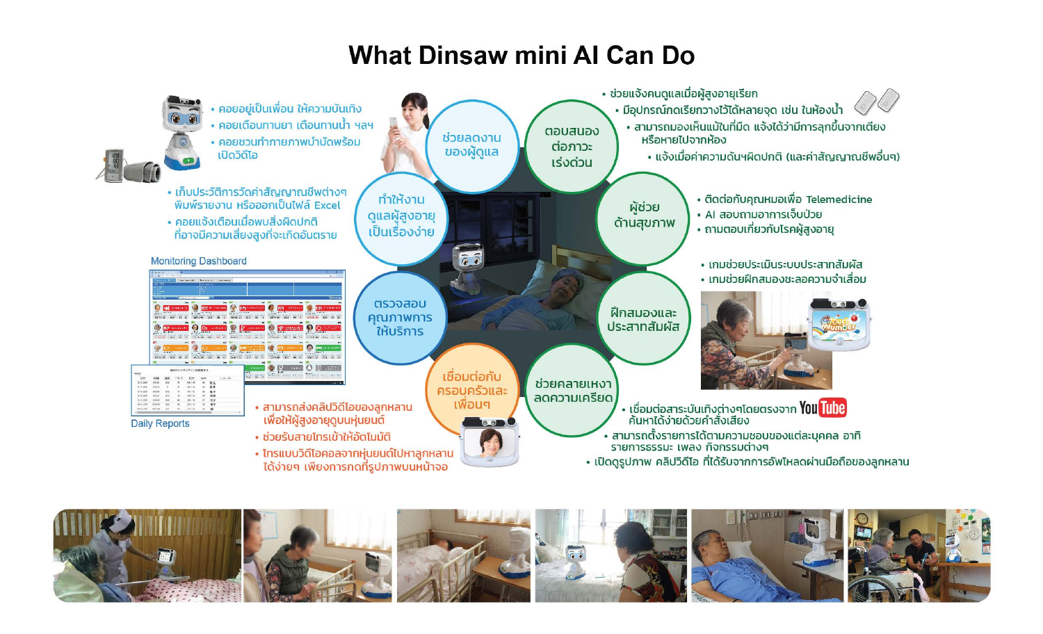# What Dinsaw mini AI Can Do

## ช่วยลดงานของผู้ดูแล

- คอยอยู่เป็นเพื่อน ให้ความบันเทิง
- คอยเตือนทานยา เตือนทานน้ำ ฯลฯ
- คอยชวนทำกายภาพบำบัดพร้อมเปิดวิดีโอ

## ทำให้งานดูแลผู้สูงอายุเป็นเรื่องง่าย

- เก็บประวัติการวัดค่าสัญญาณชีพต่างๆ พิมพ์รายงาน หรือออกเป็นไฟล์ Excel
- คอยแจ้งเตือนเมื่อพบสิ่งผิดปกติที่อาจมีความเสี่ยงสูงที่จะเกิดอันตราย

## ตรวจสอบคุณภาพการให้บริการ

Monitoring Dashboard

Daily Reports

## เชื่อมต่อกับครอบครัวและเพื่อนๆ

- สามารถส่งคลิปวิดีโอของลูกหลานเพื่อให้ผู้สูงอายุดูบนหุ่นยนต์
- ช่วยรับสายโทรเข้าให้อัตโนมัติ
- โทรแบบวิดีโอคอลจากหุ่นยนต์ไปหาลูกหลานได้ง่ายๆ เพียงการกดที่รูปภาพบนหน้าจอ

## ตอบสนองต่อภาวะเร่งด่วน

- ช่วยแจ้งคนดูแลเมื่อผู้สูงอายุเรียก
- มีอุปกรณ์กดเรียกวางไว้ได้หลายจุด เช่น ในห้องน้ำ
- สามารถมองเห็นแม้ในที่มืด แจ้งได้ว่ามีการลุกขึ้นจากเตียง หรือหายไปจากห้อง
- แจ้งเมื่อค่าความดันฯผิดปกติ (และค่าสัญญาณชีพอื่นๆ)

## ผู้ช่วยด้านสุขภาพ

- ติดต่อกับคุณหมอเพื่อ Telemedicine
- AI สอบถามอาการเจ็บป่วย
- ถามตอบเกี่ยวกับโรคผู้สูงอายุ

## ฝึกสมองและประสาทสัมผัส

- เกมช่วยประเมินระบบประสาทสัมผัส
- เกมช่วยฝึกสมองชะลอความจำเสื่อม

## ช่วยคลายเหงา ลดความเครียด

- เชื่อมต่อสาระบันเทิงต่างๆโดยตรงจาก YouTube ค้นหาได้ง่ายด้วยคำสั่งเสียง
- สามารถตั้งรายการได้ตามความชอบของแต่ละบุคคล อาทิ รายการธรรมะ เพลง กิจกรรมต่างๆ
- เปิดดูรูปภาพ คลิปวิดีโอ ที่ได้รับจากการอัพโหลดผ่านมือถือของลูกหลาน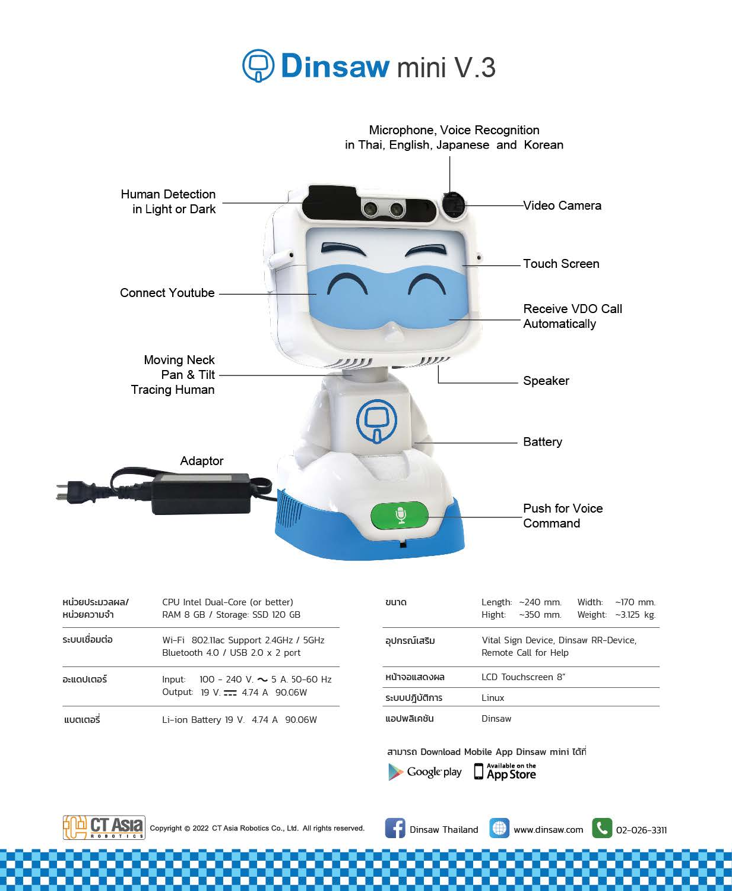# Dinsaw mini V.3

Microphone, Voice Recognition in Thai, English, Japanese and Korean

Human Detection in Light or Dark

Video Camera

Touch Screen

Connect Youtube

Receive VDO Call Automatically

Moving Neck Pan & Tilt Tracing Human

Speaker

Battery

Adaptor

Push for Voice Command

| | |
|---|---|
| หน่วยประมวลผล/หน่วยความจำ | CPU Intel Dual-Core (or better)<br>RAM 8 GB / Storage: SSD 120 GB |
| ระบบเชื่อมต่อ | Wi-Fi 802.11ac Support 2.4GHz / 5GHz<br>Bluetooth 4.0 / USB 2.0 x 2 port |
| อะแดปเตอร์ | Input: 100 - 240 V. ~ 5 A. 50-60 Hz<br>Output: 19 V. ⎓ 4.74 A 90.06W |
| แบตเตอรี่ | Li-ion Battery 19 V. 4.74 A 90.06W |

| | |
|---|---|
| ขนาด | Length: ~240 mm. Width: ~170 mm.<br>Hight: ~350 mm. Weight: ~3.125 kg. |
| อุปกรณ์เสริม | Vital Sign Device, Dinsaw RR-Device,<br>Remote Call for Help |
| หน้าจอแสดงผล | LCD Touchscreen 8" |
| ระบบปฏิบัติการ | Linux |
| แอปพลิเคชัน | Dinsaw |

สามารถ Download Mobile App Dinsaw mini ได้ที่

Google play | Available on the App Store

CT Asia ROBOTICS Copyright © 2022 CT Asia Robotics Co., Ltd. All rights reserved.

Dinsaw Thailand | www.dinsaw.com | 02-026-3311